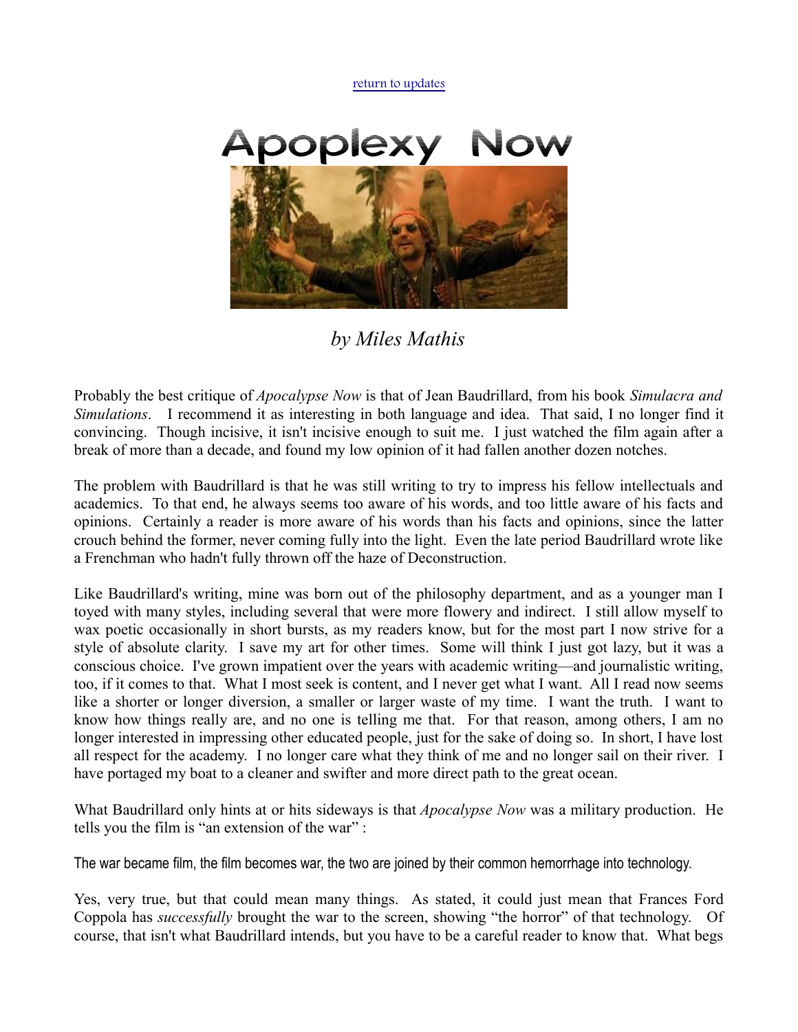return to updates

# Apoplexy Now

*by Miles Mathis*

Probably the best critique of *Apocalypse Now* is that of Jean Baudrillard, from his book *Simulacra and Simulations*. I recommend it as interesting in both language and idea. That said, I no longer find it convincing. Though incisive, it isn't incisive enough to suit me. I just watched the film again after a break of more than a decade, and found my low opinion of it had fallen another dozen notches.

The problem with Baudrillard is that he was still writing to try to impress his fellow intellectuals and academics. To that end, he always seems too aware of his words, and too little aware of his facts and opinions. Certainly a reader is more aware of his words than his facts and opinions, since the latter crouch behind the former, never coming fully into the light. Even the late period Baudrillard wrote like a Frenchman who hadn't fully thrown off the haze of Deconstruction.

Like Baudrillard's writing, mine was born out of the philosophy department, and as a younger man I toyed with many styles, including several that were more flowery and indirect. I still allow myself to wax poetic occasionally in short bursts, as my readers know, but for the most part I now strive for a style of absolute clarity. I save my art for other times. Some will think I just got lazy, but it was a conscious choice. I've grown impatient over the years with academic writing—and journalistic writing, too, if it comes to that. What I most seek is content, and I never get what I want. All I read now seems like a shorter or longer diversion, a smaller or larger waste of my time. I want the truth. I want to know how things really are, and no one is telling me that. For that reason, among others, I am no longer interested in impressing other educated people, just for the sake of doing so. In short, I have lost all respect for the academy. I no longer care what they think of me and no longer sail on their river. I have portaged my boat to a cleaner and swifter and more direct path to the great ocean.

What Baudrillard only hints at or hits sideways is that *Apocalypse Now* was a military production. He tells you the film is "an extension of the war" :

The war became film, the film becomes war, the two are joined by their common hemorrhage into technology.

Yes, very true, but that could mean many things. As stated, it could just mean that Frances Ford Coppola has *successfully* brought the war to the screen, showing "the horror" of that technology. Of course, that isn't what Baudrillard intends, but you have to be a careful reader to know that. What begs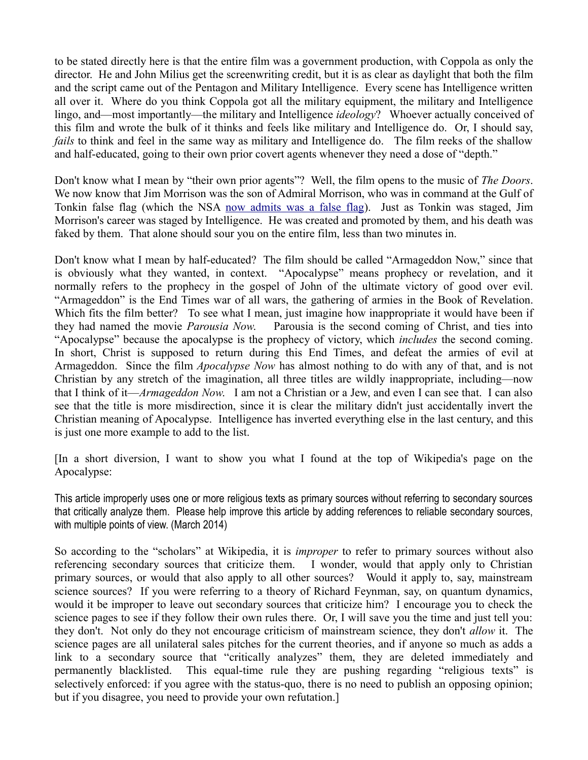to be stated directly here is that the entire film was a government production, with Coppola as only the director. He and John Milius get the screenwriting credit, but it is as clear as daylight that both the film and the script came out of the Pentagon and Military Intelligence. Every scene has Intelligence written all over it. Where do you think Coppola got all the military equipment, the military and Intelligence lingo, and—most importantly—the military and Intelligence *ideology*? Whoever actually conceived of this film and wrote the bulk of it thinks and feels like military and Intelligence do. Or, I should say, *fails* to think and feel in the same way as military and Intelligence do. The film reeks of the shallow and half-educated, going to their own prior covert agents whenever they need a dose of "depth."

Don't know what I mean by "their own prior agents"? Well, the film opens to the music of *The Doors*. We now know that Jim Morrison was the son of Admiral Morrison, who was in command at the Gulf of Tonkin false flag (which the NSA now admits was a false flag). Just as Tonkin was staged, Jim Morrison's career was staged by Intelligence. He was created and promoted by them, and his death was faked by them. That alone should sour you on the entire film, less than two minutes in.

Don't know what I mean by half-educated? The film should be called "Armageddon Now," since that is obviously what they wanted, in context. "Apocalypse" means prophecy or revelation, and it normally refers to the prophecy in the gospel of John of the ultimate victory of good over evil. "Armageddon" is the End Times war of all wars, the gathering of armies in the Book of Revelation. Which fits the film better? To see what I mean, just imagine how inappropriate it would have been if they had named the movie *Parousia Now*. Parousia is the second coming of Christ, and ties into "Apocalypse" because the apocalypse is the prophecy of victory, which *includes* the second coming. In short, Christ is supposed to return during this End Times, and defeat the armies of evil at Armageddon. Since the film *Apocalypse Now* has almost nothing to do with any of that, and is not Christian by any stretch of the imagination, all three titles are wildly inappropriate, including—now that I think of it—*Armageddon Now*. I am not a Christian or a Jew, and even I can see that. I can also see that the title is more misdirection, since it is clear the military didn't just accidentally invert the Christian meaning of Apocalypse. Intelligence has inverted everything else in the last century, and this is just one more example to add to the list.

[In a short diversion, I want to show you what I found at the top of Wikipedia's page on the Apocalypse:

This article improperly uses one or more religious texts as primary sources without referring to secondary sources that critically analyze them. Please help improve this article by adding references to reliable secondary sources, with multiple points of view. (March 2014)

So according to the "scholars" at Wikipedia, it is *improper* to refer to primary sources without also referencing secondary sources that criticize them. I wonder, would that apply only to Christian primary sources, or would that also apply to all other sources? Would it apply to, say, mainstream science sources? If you were referring to a theory of Richard Feynman, say, on quantum dynamics, would it be improper to leave out secondary sources that criticize him? I encourage you to check the science pages to see if they follow their own rules there. Or, I will save you the time and just tell you: they don't. Not only do they not encourage criticism of mainstream science, they don't *allow* it. The science pages are all unilateral sales pitches for the current theories, and if anyone so much as adds a link to a secondary source that "critically analyzes" them, they are deleted immediately and permanently blacklisted. This equal-time rule they are pushing regarding "religious texts" is selectively enforced: if you agree with the status-quo, there is no need to publish an opposing opinion; but if you disagree, you need to provide your own refutation.]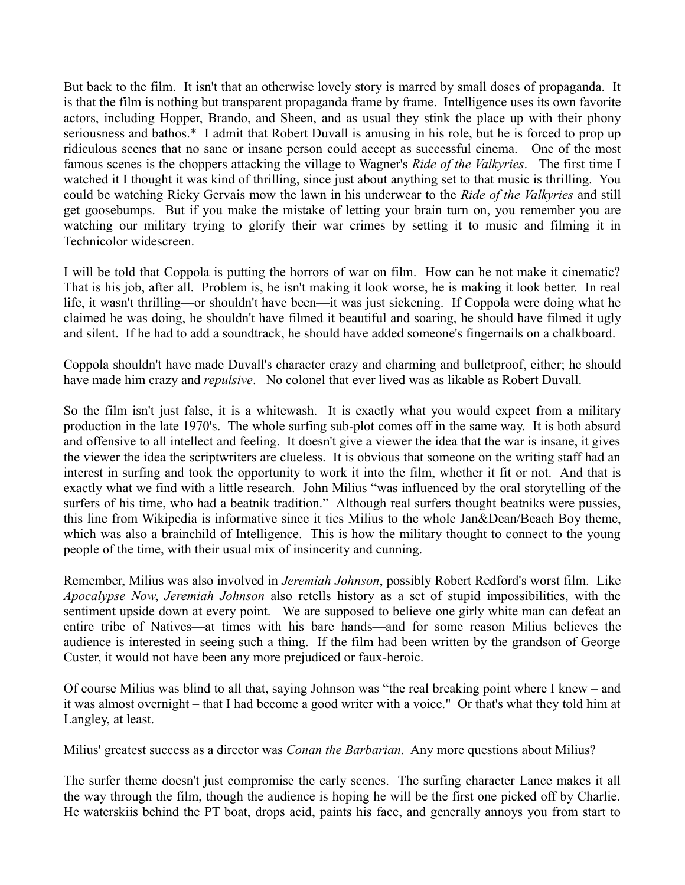But back to the film. It isn't that an otherwise lovely story is marred by small doses of propaganda. It is that the film is nothing but transparent propaganda frame by frame. Intelligence uses its own favorite actors, including Hopper, Brando, and Sheen, and as usual they stink the place up with their phony seriousness and bathos.* I admit that Robert Duvall is amusing in his role, but he is forced to prop up ridiculous scenes that no sane or insane person could accept as successful cinema. One of the most famous scenes is the choppers attacking the village to Wagner's *Ride of the Valkyries*. The first time I watched it I thought it was kind of thrilling, since just about anything set to that music is thrilling. You could be watching Ricky Gervais mow the lawn in his underwear to the *Ride of the Valkyries* and still get goosebumps. But if you make the mistake of letting your brain turn on, you remember you are watching our military trying to glorify their war crimes by setting it to music and filming it in Technicolor widescreen.

I will be told that Coppola is putting the horrors of war on film. How can he not make it cinematic? That is his job, after all. Problem is, he isn't making it look worse, he is making it look better. In real life, it wasn't thrilling—or shouldn't have been—it was just sickening. If Coppola were doing what he claimed he was doing, he shouldn't have filmed it beautiful and soaring, he should have filmed it ugly and silent. If he had to add a soundtrack, he should have added someone's fingernails on a chalkboard.

Coppola shouldn't have made Duvall's character crazy and charming and bulletproof, either; he should have made him crazy and *repulsive*. No colonel that ever lived was as likable as Robert Duvall.

So the film isn't just false, it is a whitewash. It is exactly what you would expect from a military production in the late 1970's. The whole surfing sub-plot comes off in the same way. It is both absurd and offensive to all intellect and feeling. It doesn't give a viewer the idea that the war is insane, it gives the viewer the idea the scriptwriters are clueless. It is obvious that someone on the writing staff had an interest in surfing and took the opportunity to work it into the film, whether it fit or not. And that is exactly what we find with a little research. John Milius "was influenced by the oral storytelling of the surfers of his time, who had a beatnik tradition." Although real surfers thought beatniks were pussies, this line from Wikipedia is informative since it ties Milius to the whole Jan&Dean/Beach Boy theme, which was also a brainchild of Intelligence. This is how the military thought to connect to the young people of the time, with their usual mix of insincerity and cunning.

Remember, Milius was also involved in *Jeremiah Johnson*, possibly Robert Redford's worst film. Like *Apocalypse Now*, *Jeremiah Johnson* also retells history as a set of stupid impossibilities, with the sentiment upside down at every point. We are supposed to believe one girly white man can defeat an entire tribe of Natives—at times with his bare hands—and for some reason Milius believes the audience is interested in seeing such a thing. If the film had been written by the grandson of George Custer, it would not have been any more prejudiced or faux-heroic.

Of course Milius was blind to all that, saying Johnson was "the real breaking point where I knew – and it was almost overnight – that I had become a good writer with a voice." Or that's what they told him at Langley, at least.

Milius' greatest success as a director was *Conan the Barbarian*. Any more questions about Milius?

The surfer theme doesn't just compromise the early scenes. The surfing character Lance makes it all the way through the film, though the audience is hoping he will be the first one picked off by Charlie. He waterskiis behind the PT boat, drops acid, paints his face, and generally annoys you from start to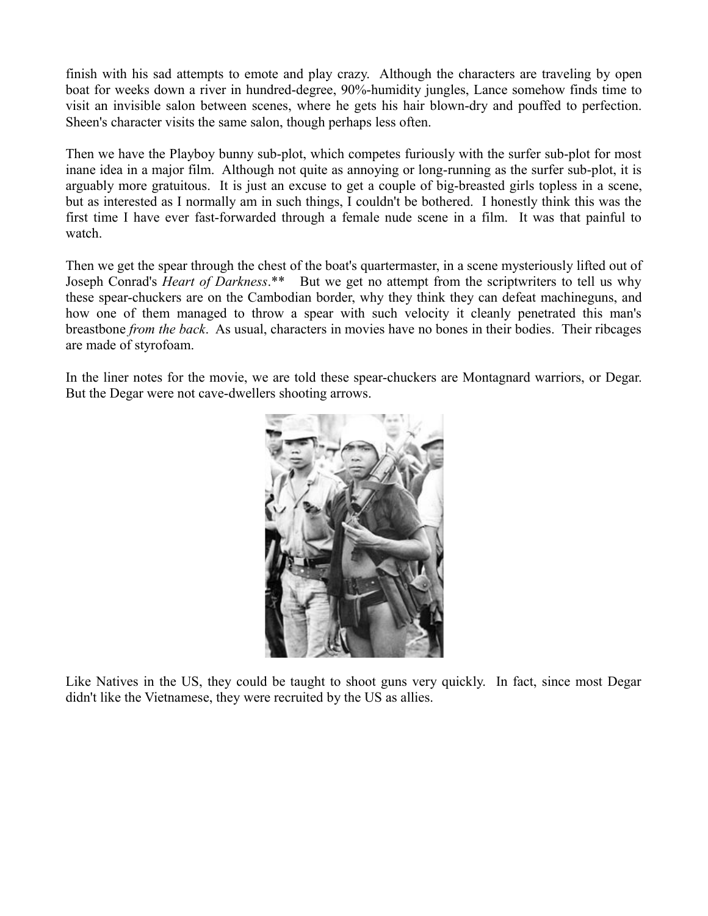finish with his sad attempts to emote and play crazy. Although the characters are traveling by open boat for weeks down a river in hundred-degree, 90%-humidity jungles, Lance somehow finds time to visit an invisible salon between scenes, where he gets his hair blown-dry and pouffed to perfection. Sheen's character visits the same salon, though perhaps less often.

Then we have the Playboy bunny sub-plot, which competes furiously with the surfer sub-plot for most inane idea in a major film. Although not quite as annoying or long-running as the surfer sub-plot, it is arguably more gratuitous. It is just an excuse to get a couple of big-breasted girls topless in a scene, but as interested as I normally am in such things, I couldn't be bothered. I honestly think this was the first time I have ever fast-forwarded through a female nude scene in a film. It was that painful to watch.

Then we get the spear through the chest of the boat's quartermaster, in a scene mysteriously lifted out of Joseph Conrad's *Heart of Darkness*.** But we get no attempt from the scriptwriters to tell us why these spear-chuckers are on the Cambodian border, why they think they can defeat machineguns, and how one of them managed to throw a spear with such velocity it cleanly penetrated this man's breastbone *from the back*. As usual, characters in movies have no bones in their bodies. Their ribcages are made of styrofoam.

In the liner notes for the movie, we are told these spear-chuckers are Montagnard warriors, or Degar. But the Degar were not cave-dwellers shooting arrows.

Like Natives in the US, they could be taught to shoot guns very quickly. In fact, since most Degar didn't like the Vietnamese, they were recruited by the US as allies.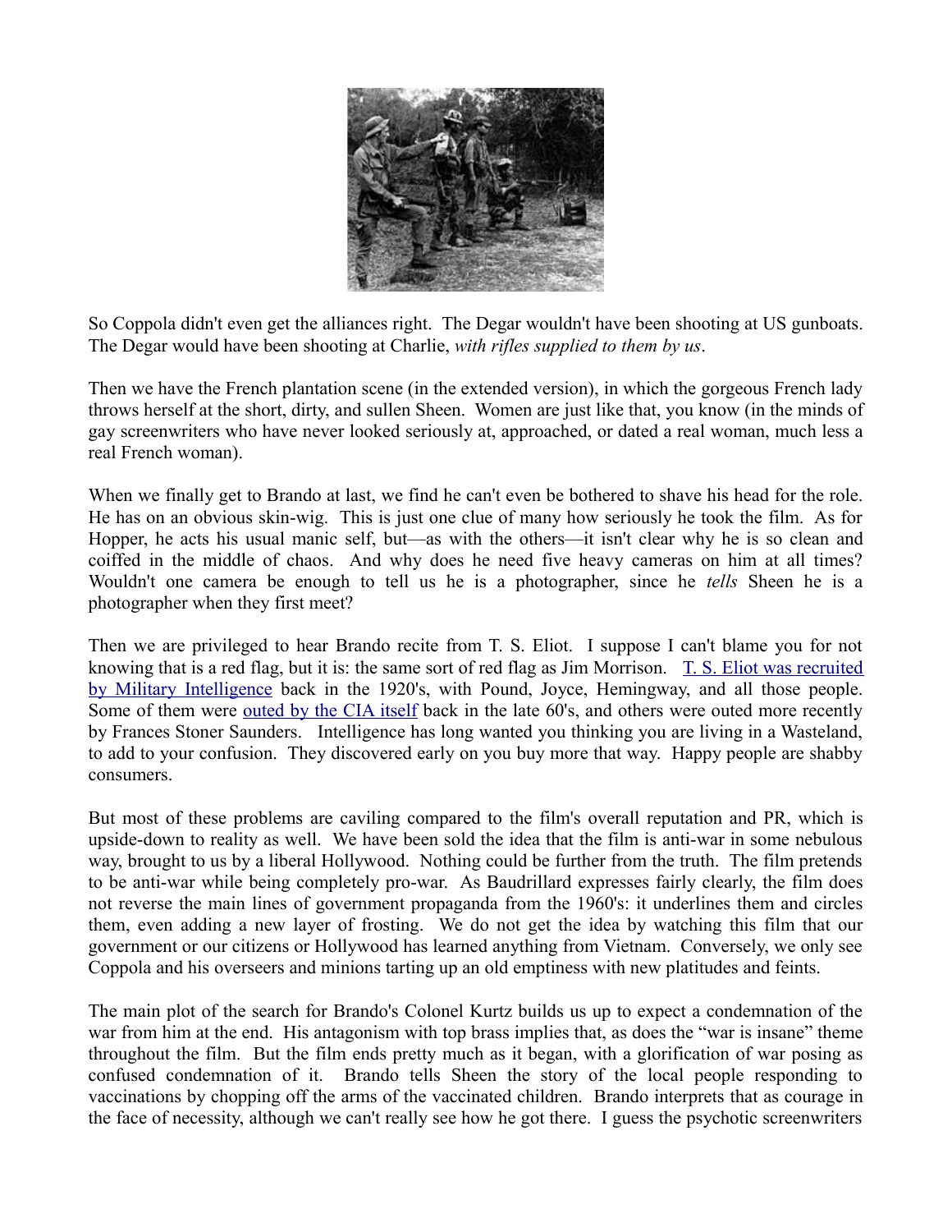So Coppola didn't even get the alliances right. The Degar wouldn't have been shooting at US gunboats. The Degar would have been shooting at Charlie, *with rifles supplied to them by us*.

Then we have the French plantation scene (in the extended version), in which the gorgeous French lady throws herself at the short, dirty, and sullen Sheen. Women are just like that, you know (in the minds of gay screenwriters who have never looked seriously at, approached, or dated a real woman, much less a real French woman).

When we finally get to Brando at last, we find he can't even be bothered to shave his head for the role. He has on an obvious skin-wig. This is just one clue of many how seriously he took the film. As for Hopper, he acts his usual manic self, but—as with the others—it isn't clear why he is so clean and coiffed in the middle of chaos. And why does he need five heavy cameras on him at all times? Wouldn't one camera be enough to tell us he is a photographer, since he *tells* Sheen he is a photographer when they first meet?

Then we are privileged to hear Brando recite from T. S. Eliot. I suppose I can't blame you for not knowing that is a red flag, but it is: the same sort of red flag as Jim Morrison. [T. S. Eliot was recruited by Military Intelligence]() back in the 1920's, with Pound, Joyce, Hemingway, and all those people. Some of them were [outed by the CIA itself]() back in the late 60's, and others were outed more recently by Frances Stoner Saunders. Intelligence has long wanted you thinking you are living in a Wasteland, to add to your confusion. They discovered early on you buy more that way. Happy people are shabby consumers.

But most of these problems are caviling compared to the film's overall reputation and PR, which is upside-down to reality as well. We have been sold the idea that the film is anti-war in some nebulous way, brought to us by a liberal Hollywood. Nothing could be further from the truth. The film pretends to be anti-war while being completely pro-war. As Baudrillard expresses fairly clearly, the film does not reverse the main lines of government propaganda from the 1960's: it underlines them and circles them, even adding a new layer of frosting. We do not get the idea by watching this film that our government or our citizens or Hollywood has learned anything from Vietnam. Conversely, we only see Coppola and his overseers and minions tarting up an old emptiness with new platitudes and feints.

The main plot of the search for Brando's Colonel Kurtz builds us up to expect a condemnation of the war from him at the end. His antagonism with top brass implies that, as does the "war is insane" theme throughout the film. But the film ends pretty much as it began, with a glorification of war posing as confused condemnation of it. Brando tells Sheen the story of the local people responding to vaccinations by chopping off the arms of the vaccinated children. Brando interprets that as courage in the face of necessity, although we can't really see how he got there. I guess the psychotic screenwriters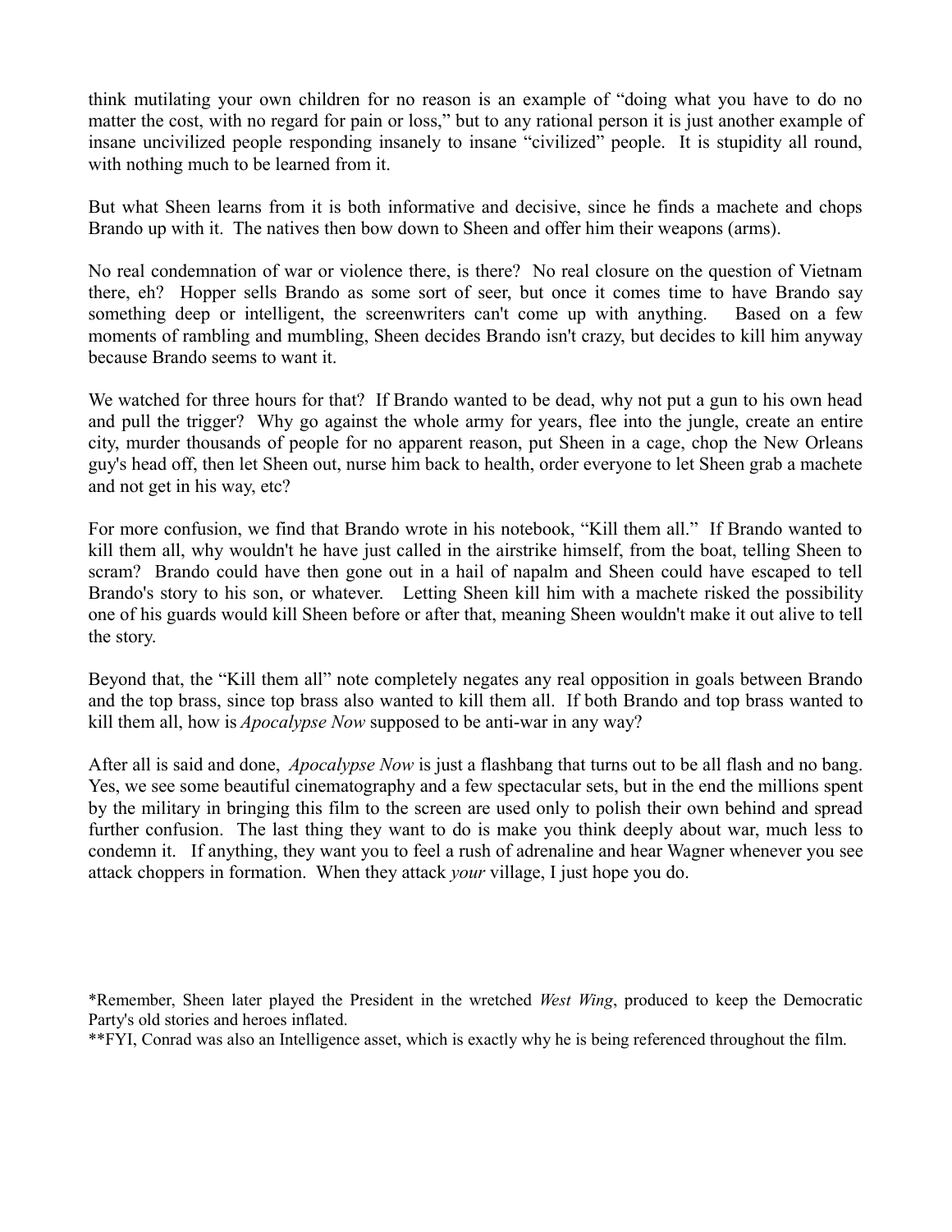think mutilating your own children for no reason is an example of "doing what you have to do no matter the cost, with no regard for pain or loss," but to any rational person it is just another example of insane uncivilized people responding insanely to insane "civilized" people. It is stupidity all round, with nothing much to be learned from it.

But what Sheen learns from it is both informative and decisive, since he finds a machete and chops Brando up with it. The natives then bow down to Sheen and offer him their weapons (arms).

No real condemnation of war or violence there, is there? No real closure on the question of Vietnam there, eh? Hopper sells Brando as some sort of seer, but once it comes time to have Brando say something deep or intelligent, the screenwriters can't come up with anything. Based on a few moments of rambling and mumbling, Sheen decides Brando isn't crazy, but decides to kill him anyway because Brando seems to want it.

We watched for three hours for that? If Brando wanted to be dead, why not put a gun to his own head and pull the trigger? Why go against the whole army for years, flee into the jungle, create an entire city, murder thousands of people for no apparent reason, put Sheen in a cage, chop the New Orleans guy's head off, then let Sheen out, nurse him back to health, order everyone to let Sheen grab a machete and not get in his way, etc?

For more confusion, we find that Brando wrote in his notebook, "Kill them all." If Brando wanted to kill them all, why wouldn't he have just called in the airstrike himself, from the boat, telling Sheen to scram? Brando could have then gone out in a hail of napalm and Sheen could have escaped to tell Brando's story to his son, or whatever. Letting Sheen kill him with a machete risked the possibility one of his guards would kill Sheen before or after that, meaning Sheen wouldn't make it out alive to tell the story.

Beyond that, the "Kill them all" note completely negates any real opposition in goals between Brando and the top brass, since top brass also wanted to kill them all. If both Brando and top brass wanted to kill them all, how is *Apocalypse Now* supposed to be anti-war in any way?

After all is said and done, *Apocalypse Now* is just a flashbang that turns out to be all flash and no bang. Yes, we see some beautiful cinematography and a few spectacular sets, but in the end the millions spent by the military in bringing this film to the screen are used only to polish their own behind and spread further confusion. The last thing they want to do is make you think deeply about war, much less to condemn it. If anything, they want you to feel a rush of adrenaline and hear Wagner whenever you see attack choppers in formation. When they attack *your* village, I just hope you do.

*Remember, Sheen later played the President in the wretched *West Wing*, produced to keep the Democratic Party's old stories and heroes inflated.

**FYI, Conrad was also an Intelligence asset, which is exactly why he is being referenced throughout the film.